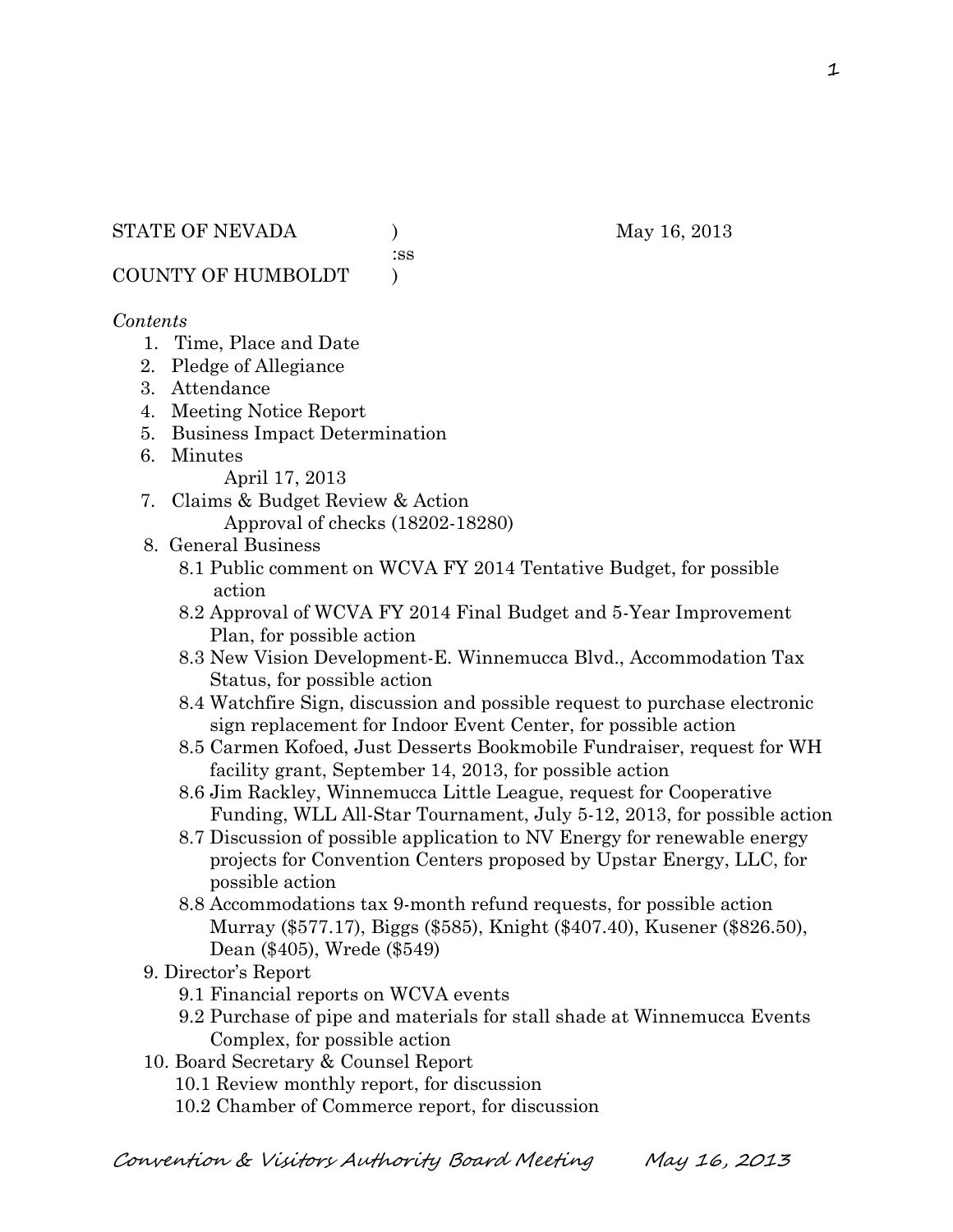STATE OF NEVADA )  May 16, 2013
:ss
COUNTY OF HUMBOLDT )

*Contents*

1. Time, Place and Date
2. Pledge of Allegiance
3. Attendance
4. Meeting Notice Report
5. Business Impact Determination
6. Minutes
   April 17, 2013
7. Claims & Budget Review & Action
   Approval of checks (18202-18280)
8. General Business
   - 8.1 Public comment on WCVA FY 2014 Tentative Budget, for possible action
   - 8.2 Approval of WCVA FY 2014 Final Budget and 5-Year Improvement Plan, for possible action
   - 8.3 New Vision Development-E. Winnemucca Blvd., Accommodation Tax Status, for possible action
   - 8.4 Watchfire Sign, discussion and possible request to purchase electronic sign replacement for Indoor Event Center, for possible action
   - 8.5 Carmen Kofoed, Just Desserts Bookmobile Fundraiser, request for WH facility grant, September 14, 2013, for possible action
   - 8.6 Jim Rackley, Winnemucca Little League, request for Cooperative Funding, WLL All-Star Tournament, July 5-12, 2013, for possible action
   - 8.7 Discussion of possible application to NV Energy for renewable energy projects for Convention Centers proposed by Upstar Energy, LLC, for possible action
   - 8.8 Accommodations tax 9-month refund requests, for possible action Murray ($577.17), Biggs ($585), Knight ($407.40), Kusener ($826.50), Dean ($405), Wrede ($549)
9. Director's Report
   - 9.1 Financial reports on WCVA events
   - 9.2 Purchase of pipe and materials for stall shade at Winnemucca Events Complex, for possible action
10. Board Secretary & Counsel Report
    - 10.1 Review monthly report, for discussion
    - 10.2 Chamber of Commerce report, for discussion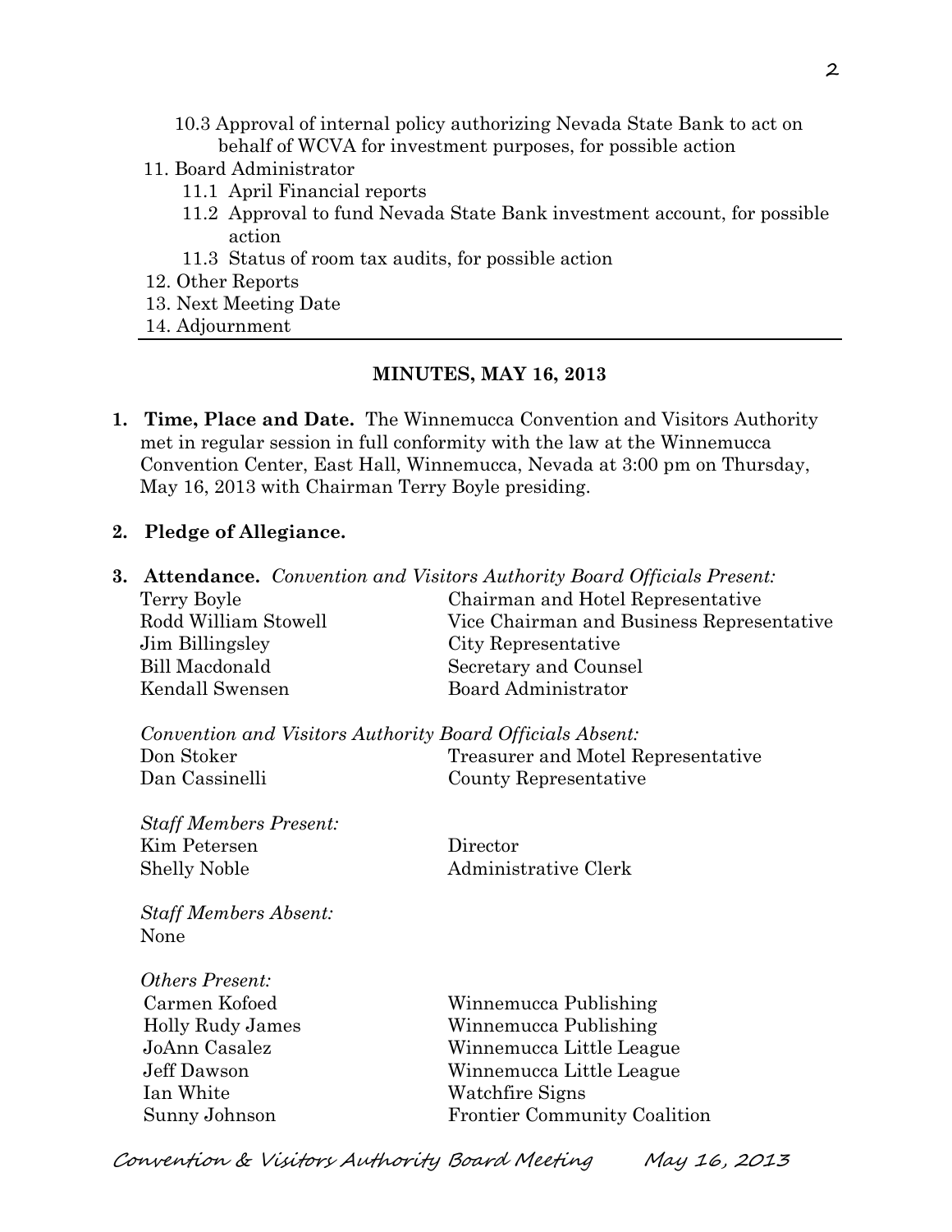10.3 Approval of internal policy authorizing Nevada State Bank to act on behalf of WCVA for investment purposes, for possible action

11. Board Administrator
    - 11.1 April Financial reports
    - 11.2 Approval to fund Nevada State Bank investment account, for possible action
    - 11.3 Status of room tax audits, for possible action
12. Other Reports
13. Next Meeting Date
14. Adjournment

---

## MINUTES, MAY 16, 2013

**1. Time, Place and Date.** The Winnemucca Convention and Visitors Authority met in regular session in full conformity with the law at the Winnemucca Convention Center, East Hall, Winnemucca, Nevada at 3:00 pm on Thursday, May 16, 2013 with Chairman Terry Boyle presiding.

**2. Pledge of Allegiance.**

**3. Attendance.** *Convention and Visitors Authority Board Officials Present:*

| | |
|---|---|
| Terry Boyle | Chairman and Hotel Representative |
| Rodd William Stowell | Vice Chairman and Business Representative |
| Jim Billingsley | City Representative |
| Bill Macdonald | Secretary and Counsel |
| Kendall Swensen | Board Administrator |

*Convention and Visitors Authority Board Officials Absent:*

| | |
|---|---|
| Don Stoker | Treasurer and Motel Representative |
| Dan Cassinelli | County Representative |

*Staff Members Present:*

| | |
|---|---|
| Kim Petersen | Director |
| Shelly Noble | Administrative Clerk |

*Staff Members Absent:*
None

*Others Present:*

| | |
|---|---|
| Carmen Kofoed | Winnemucca Publishing |
| Holly Rudy James | Winnemucca Publishing |
| JoAnn Casalez | Winnemucca Little League |
| Jeff Dawson | Winnemucca Little League |
| Ian White | Watchfire Signs |
| Sunny Johnson | Frontier Community Coalition |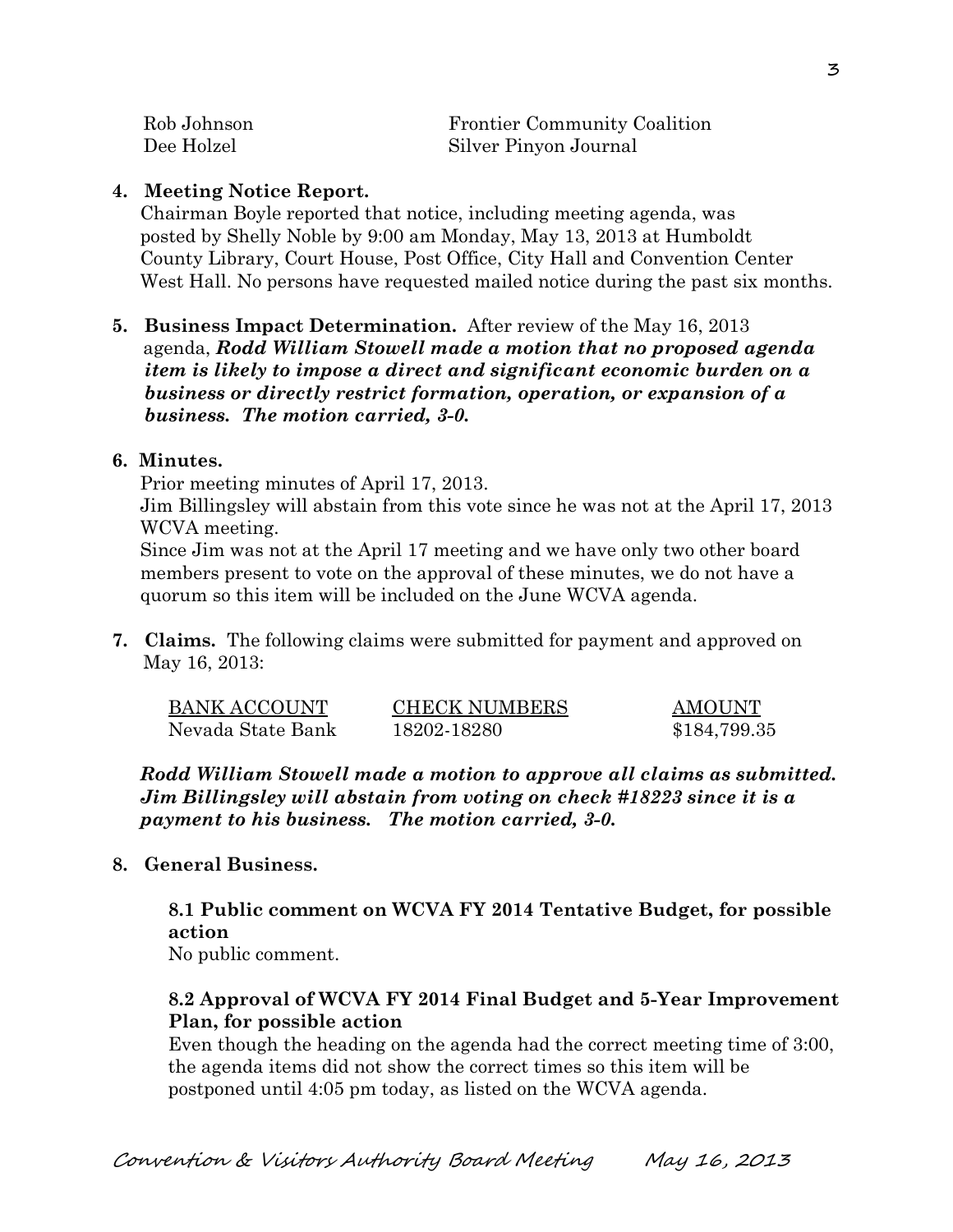| | |
|---|---|
| Rob Johnson | Frontier Community Coalition |
| Dee Holzel | Silver Pinyon Journal |

**4. Meeting Notice Report.**

Chairman Boyle reported that notice, including meeting agenda, was posted by Shelly Noble by 9:00 am Monday, May 13, 2013 at Humboldt County Library, Court House, Post Office, City Hall and Convention Center West Hall. No persons have requested mailed notice during the past six months.

**5. Business Impact Determination.** After review of the May 16, 2013 agenda, ***Rodd William Stowell made a motion that no proposed agenda item is likely to impose a direct and significant economic burden on a business or directly restrict formation, operation, or expansion of a business. The motion carried, 3-0.***

**6. Minutes.**

Prior meeting minutes of April 17, 2013.

Jim Billingsley will abstain from this vote since he was not at the April 17, 2013 WCVA meeting.

Since Jim was not at the April 17 meeting and we have only two other board members present to vote on the approval of these minutes, we do not have a quorum so this item will be included on the June WCVA agenda.

**7. Claims.** The following claims were submitted for payment and approved on May 16, 2013:

| BANK ACCOUNT | CHECK NUMBERS | AMOUNT |
|---|---|---|
| Nevada State Bank | 18202-18280 | $184,799.35 |

***Rodd William Stowell made a motion to approve all claims as submitted. Jim Billingsley will abstain from voting on check #18223 since it is a payment to his business. The motion carried, 3-0.***

**8. General Business.**

**8.1 Public comment on WCVA FY 2014 Tentative Budget, for possible action**

No public comment.

**8.2 Approval of WCVA FY 2014 Final Budget and 5-Year Improvement Plan, for possible action**

Even though the heading on the agenda had the correct meeting time of 3:00, the agenda items did not show the correct times so this item will be postponed until 4:05 pm today, as listed on the WCVA agenda.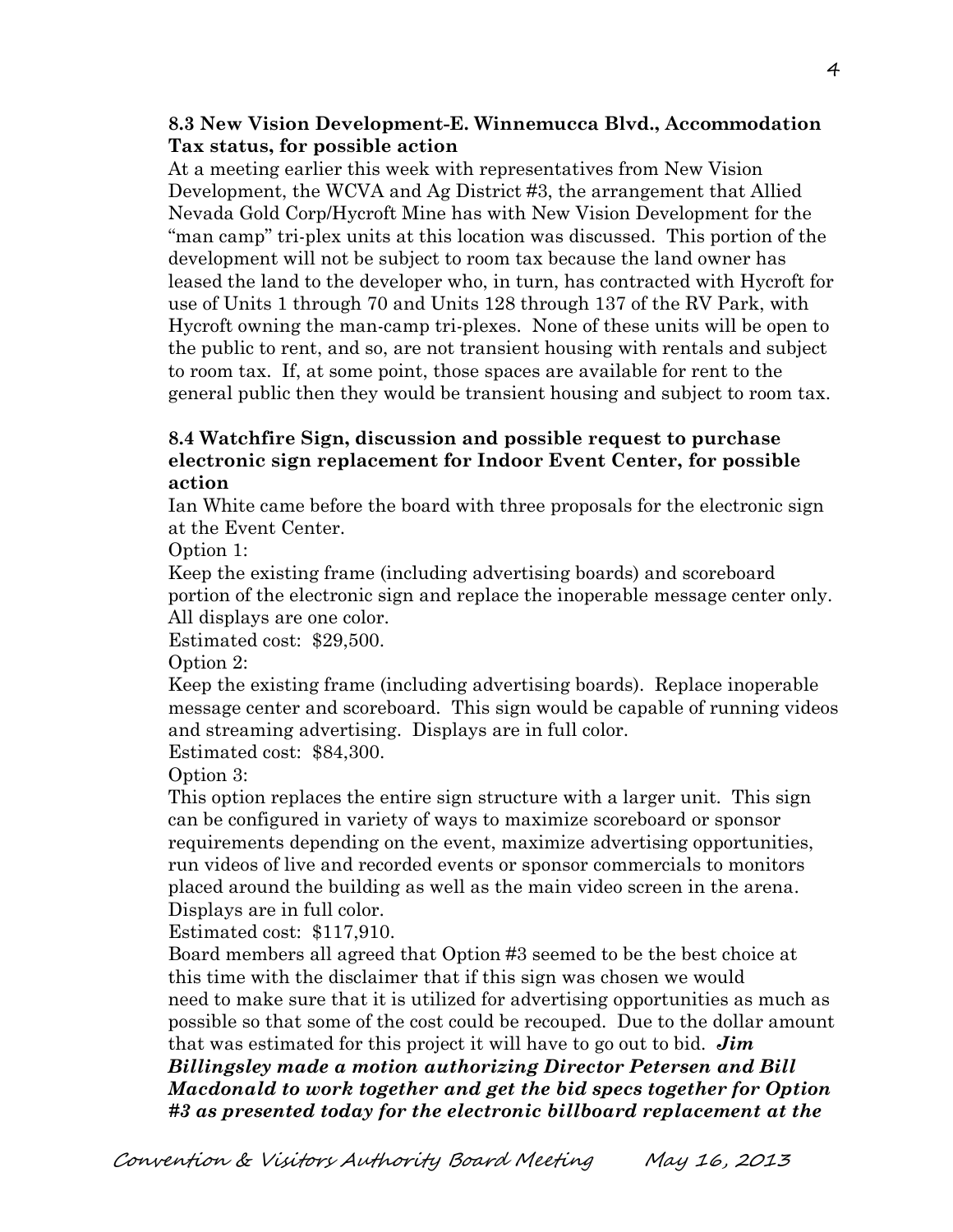**8.3 New Vision Development-E. Winnemucca Blvd., Accommodation Tax status, for possible action**

At a meeting earlier this week with representatives from New Vision Development, the WCVA and Ag District #3, the arrangement that Allied Nevada Gold Corp/Hycroft Mine has with New Vision Development for the "man camp" tri-plex units at this location was discussed. This portion of the development will not be subject to room tax because the land owner has leased the land to the developer who, in turn, has contracted with Hycroft for use of Units 1 through 70 and Units 128 through 137 of the RV Park, with Hycroft owning the man-camp tri-plexes. None of these units will be open to the public to rent, and so, are not transient housing with rentals and subject to room tax. If, at some point, those spaces are available for rent to the general public then they would be transient housing and subject to room tax.

**8.4 Watchfire Sign, discussion and possible request to purchase electronic sign replacement for Indoor Event Center, for possible action**

Ian White came before the board with three proposals for the electronic sign at the Event Center.

Option 1:

Keep the existing frame (including advertising boards) and scoreboard portion of the electronic sign and replace the inoperable message center only. All displays are one color.

Estimated cost: $29,500.

Option 2:

Keep the existing frame (including advertising boards). Replace inoperable message center and scoreboard. This sign would be capable of running videos and streaming advertising. Displays are in full color.

Estimated cost: $84,300.

Option 3:

This option replaces the entire sign structure with a larger unit. This sign can be configured in variety of ways to maximize scoreboard or sponsor requirements depending on the event, maximize advertising opportunities, run videos of live and recorded events or sponsor commercials to monitors placed around the building as well as the main video screen in the arena. Displays are in full color.

Estimated cost: $117,910.

Board members all agreed that Option #3 seemed to be the best choice at this time with the disclaimer that if this sign was chosen we would need to make sure that it is utilized for advertising opportunities as much as possible so that some of the cost could be recouped. Due to the dollar amount that was estimated for this project it will have to go out to bid. ***Jim Billingsley made a motion authorizing Director Petersen and Bill Macdonald to work together and get the bid specs together for Option #3 as presented today for the electronic billboard replacement at the***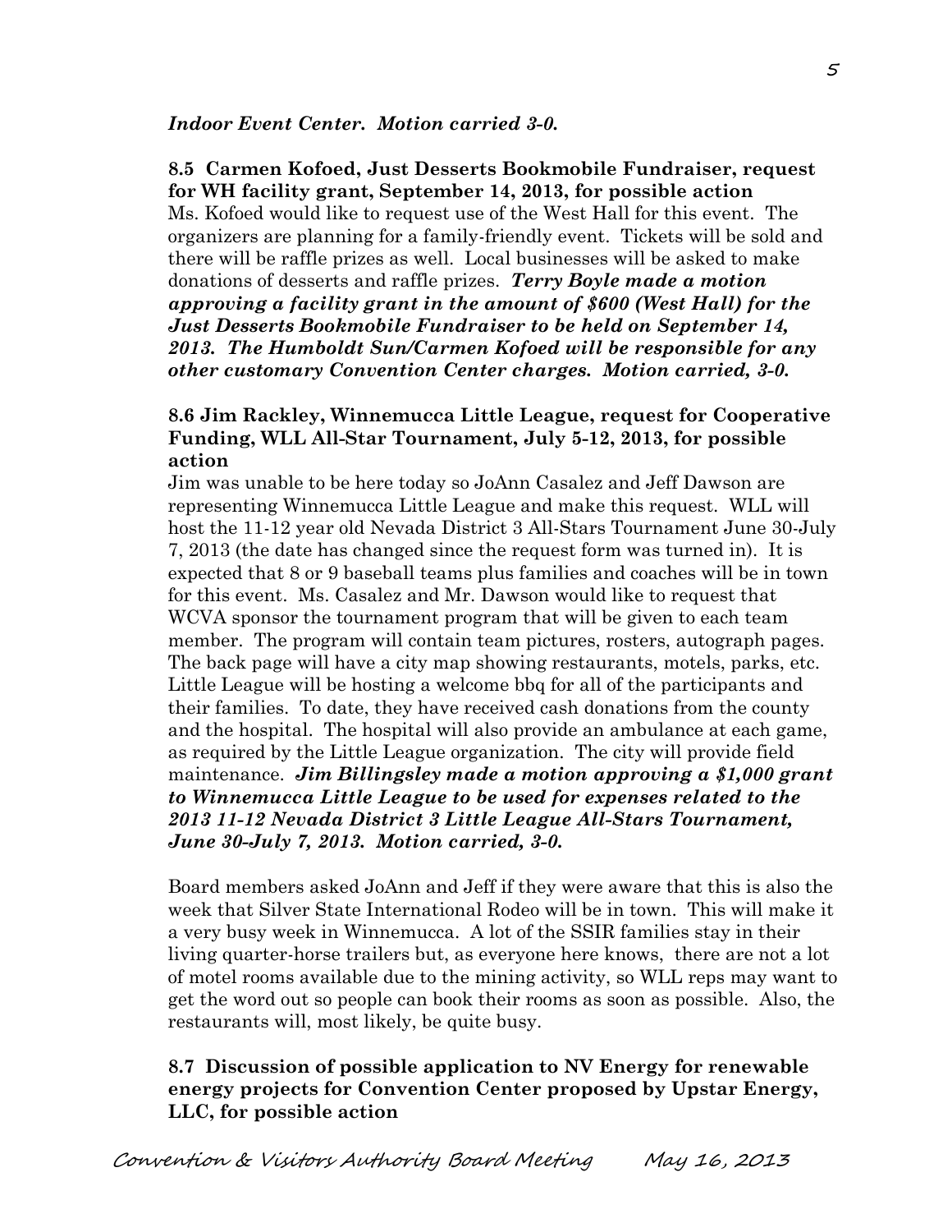***Indoor Event Center. Motion carried 3-0.***

**8.5 Carmen Kofoed, Just Desserts Bookmobile Fundraiser, request for WH facility grant, September 14, 2013, for possible action**

Ms. Kofoed would like to request use of the West Hall for this event. The organizers are planning for a family-friendly event. Tickets will be sold and there will be raffle prizes as well. Local businesses will be asked to make donations of desserts and raffle prizes. ***Terry Boyle made a motion approving a facility grant in the amount of $600 (West Hall) for the Just Desserts Bookmobile Fundraiser to be held on September 14, 2013. The Humboldt Sun/Carmen Kofoed will be responsible for any other customary Convention Center charges. Motion carried, 3-0.***

**8.6 Jim Rackley, Winnemucca Little League, request for Cooperative Funding, WLL All-Star Tournament, July 5-12, 2013, for possible action**

Jim was unable to be here today so JoAnn Casalez and Jeff Dawson are representing Winnemucca Little League and make this request. WLL will host the 11-12 year old Nevada District 3 All-Stars Tournament June 30-July 7, 2013 (the date has changed since the request form was turned in). It is expected that 8 or 9 baseball teams plus families and coaches will be in town for this event. Ms. Casalez and Mr. Dawson would like to request that WCVA sponsor the tournament program that will be given to each team member. The program will contain team pictures, rosters, autograph pages. The back page will have a city map showing restaurants, motels, parks, etc. Little League will be hosting a welcome bbq for all of the participants and their families. To date, they have received cash donations from the county and the hospital. The hospital will also provide an ambulance at each game, as required by the Little League organization. The city will provide field maintenance. ***Jim Billingsley made a motion approving a $1,000 grant to Winnemucca Little League to be used for expenses related to the 2013 11-12 Nevada District 3 Little League All-Stars Tournament, June 30-July 7, 2013. Motion carried, 3-0.***

Board members asked JoAnn and Jeff if they were aware that this is also the week that Silver State International Rodeo will be in town. This will make it a very busy week in Winnemucca. A lot of the SSIR families stay in their living quarter-horse trailers but, as everyone here knows, there are not a lot of motel rooms available due to the mining activity, so WLL reps may want to get the word out so people can book their rooms as soon as possible. Also, the restaurants will, most likely, be quite busy.

**8.7 Discussion of possible application to NV Energy for renewable energy projects for Convention Center proposed by Upstar Energy, LLC, for possible action**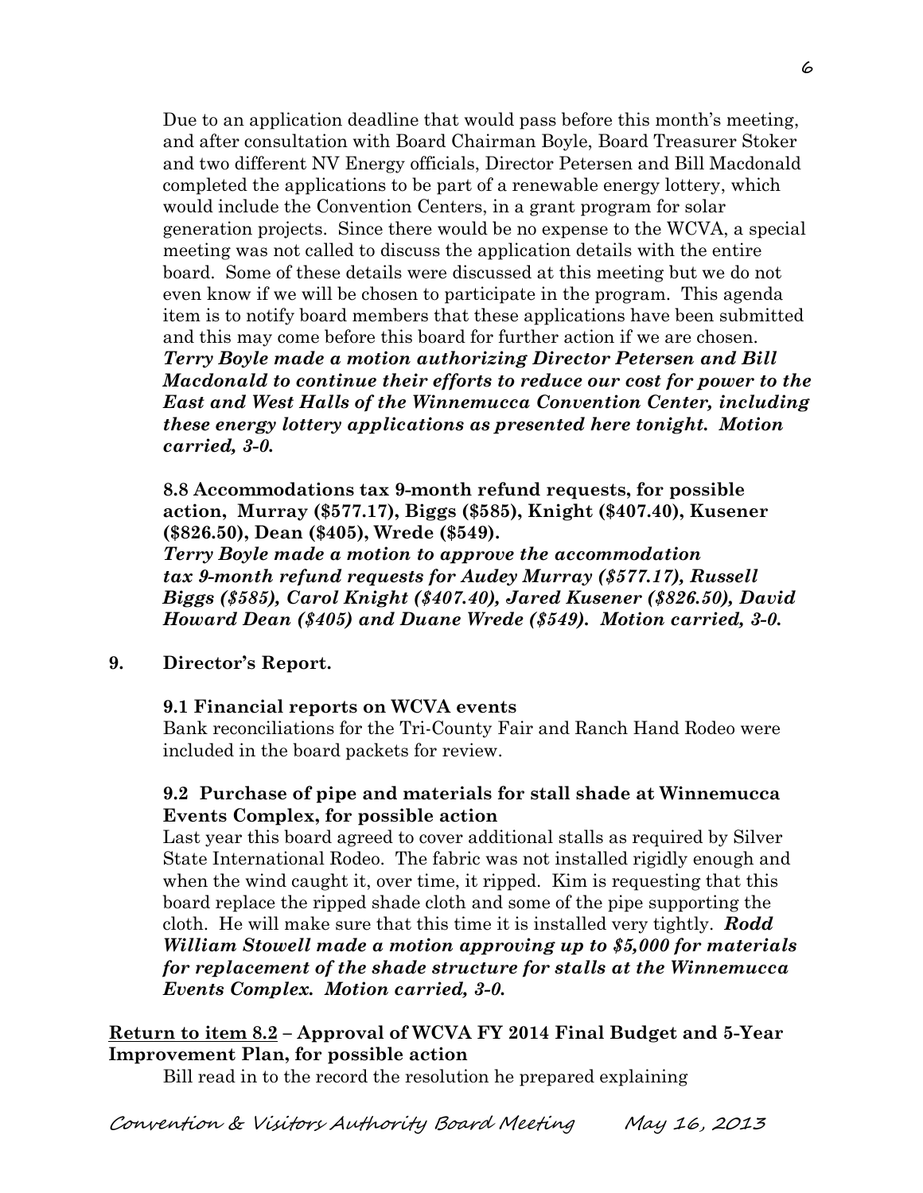Due to an application deadline that would pass before this month's meeting, and after consultation with Board Chairman Boyle, Board Treasurer Stoker and two different NV Energy officials, Director Petersen and Bill Macdonald completed the applications to be part of a renewable energy lottery, which would include the Convention Centers, in a grant program for solar generation projects. Since there would be no expense to the WCVA, a special meeting was not called to discuss the application details with the entire board. Some of these details were discussed at this meeting but we do not even know if we will be chosen to participate in the program. This agenda item is to notify board members that these applications have been submitted and this may come before this board for further action if we are chosen. ***Terry Boyle made a motion authorizing Director Petersen and Bill Macdonald to continue their efforts to reduce our cost for power to the East and West Halls of the Winnemucca Convention Center, including these energy lottery applications as presented here tonight. Motion carried, 3-0.***

**8.8 Accommodations tax 9-month refund requests, for possible action, Murray ($577.17), Biggs ($585), Knight ($407.40), Kusener ($826.50), Dean ($405), Wrede ($549).**
***Terry Boyle made a motion to approve the accommodation tax 9-month refund requests for Audey Murray ($577.17), Russell Biggs ($585), Carol Knight ($407.40), Jared Kusener ($826.50), David Howard Dean ($405) and Duane Wrede ($549). Motion carried, 3-0.***

**9. Director's Report.**

**9.1 Financial reports on WCVA events**

Bank reconciliations for the Tri-County Fair and Ranch Hand Rodeo were included in the board packets for review.

**9.2 Purchase of pipe and materials for stall shade at Winnemucca Events Complex, for possible action**

Last year this board agreed to cover additional stalls as required by Silver State International Rodeo. The fabric was not installed rigidly enough and when the wind caught it, over time, it ripped. Kim is requesting that this board replace the ripped shade cloth and some of the pipe supporting the cloth. He will make sure that this time it is installed very tightly. ***Rodd William Stowell made a motion approving up to $5,000 for materials for replacement of the shade structure for stalls at the Winnemucca Events Complex. Motion carried, 3-0.***

**Return to item 8.2 – Approval of WCVA FY 2014 Final Budget and 5-Year Improvement Plan, for possible action**

Bill read in to the record the resolution he prepared explaining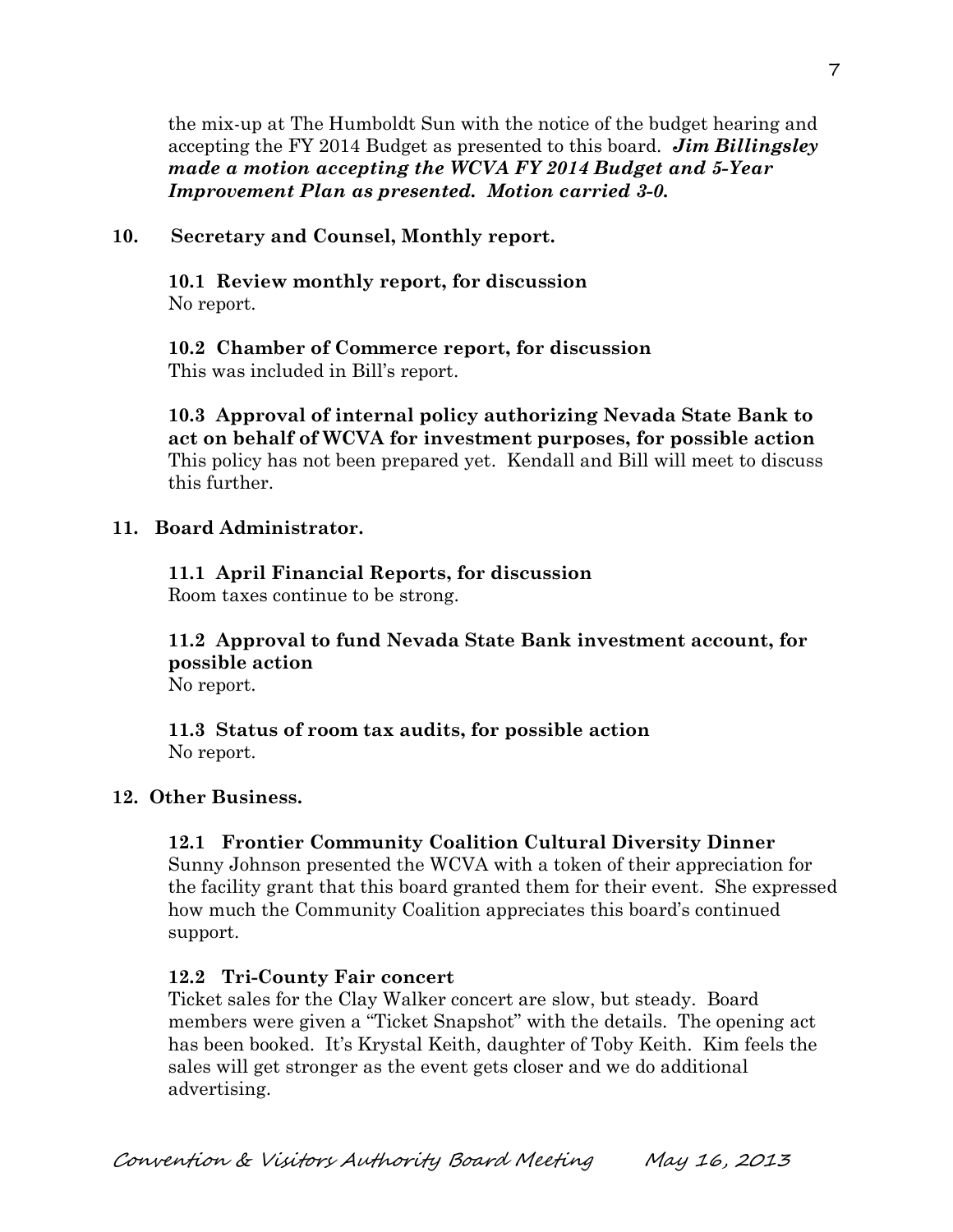the mix-up at The Humboldt Sun with the notice of the budget hearing and accepting the FY 2014 Budget as presented to this board. ***Jim Billingsley made a motion accepting the WCVA FY 2014 Budget and 5-Year Improvement Plan as presented. Motion carried 3-0.***

**10. Secretary and Counsel, Monthly report.**

**10.1 Review monthly report, for discussion**
No report.

**10.2 Chamber of Commerce report, for discussion**
This was included in Bill's report.

**10.3 Approval of internal policy authorizing Nevada State Bank to act on behalf of WCVA for investment purposes, for possible action**
This policy has not been prepared yet. Kendall and Bill will meet to discuss this further.

**11. Board Administrator.**

**11.1 April Financial Reports, for discussion**
Room taxes continue to be strong.

**11.2 Approval to fund Nevada State Bank investment account, for possible action**
No report.

**11.3 Status of room tax audits, for possible action**
No report.

**12. Other Business.**

**12.1 Frontier Community Coalition Cultural Diversity Dinner**
Sunny Johnson presented the WCVA with a token of their appreciation for the facility grant that this board granted them for their event. She expressed how much the Community Coalition appreciates this board's continued support.

**12.2 Tri-County Fair concert**
Ticket sales for the Clay Walker concert are slow, but steady. Board members were given a "Ticket Snapshot" with the details. The opening act has been booked. It's Krystal Keith, daughter of Toby Keith. Kim feels the sales will get stronger as the event gets closer and we do additional advertising.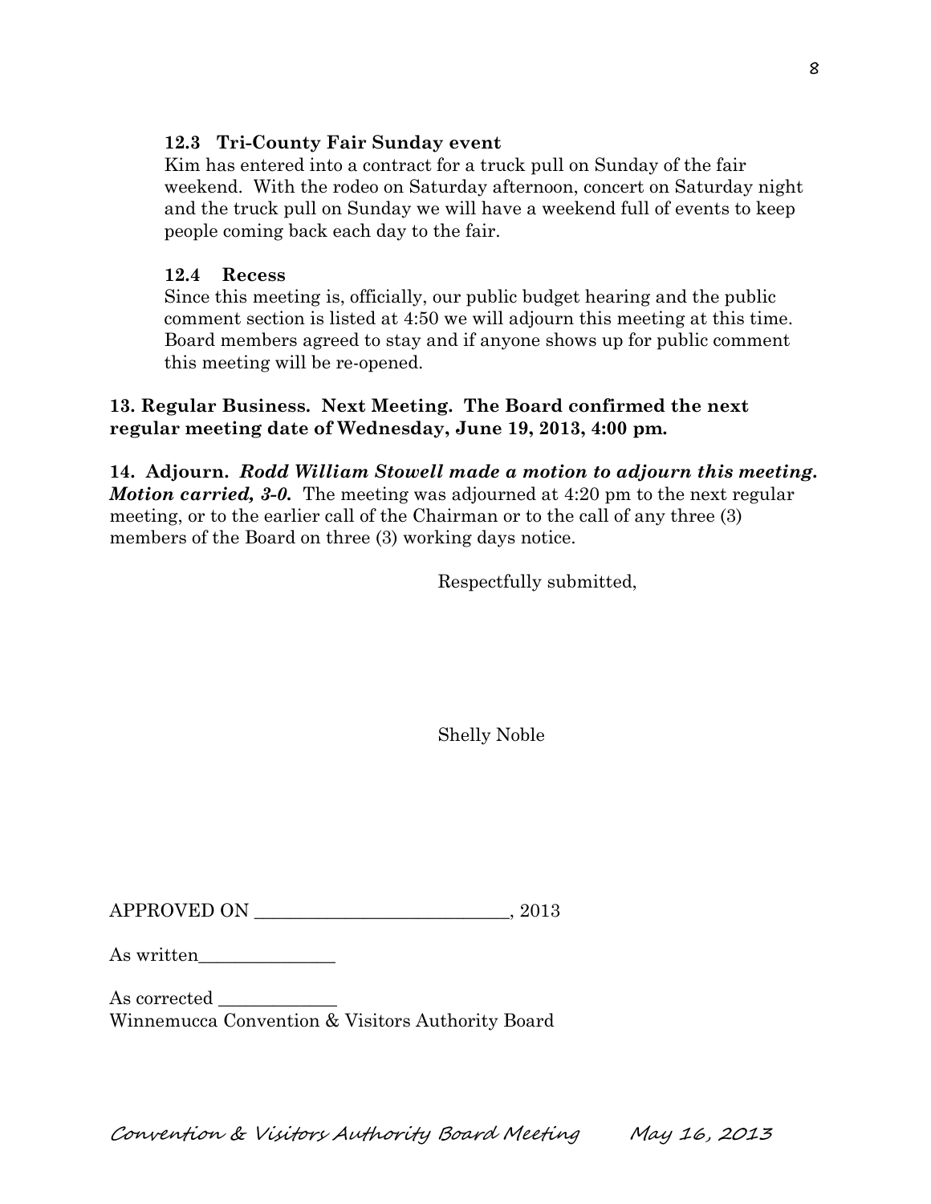### 12.3 Tri-County Fair Sunday event

Kim has entered into a contract for a truck pull on Sunday of the fair weekend. With the rodeo on Saturday afternoon, concert on Saturday night and the truck pull on Sunday we will have a weekend full of events to keep people coming back each day to the fair.

### 12.4 Recess

Since this meeting is, officially, our public budget hearing and the public comment section is listed at 4:50 we will adjourn this meeting at this time. Board members agreed to stay and if anyone shows up for public comment this meeting will be re-opened.

**13. Regular Business. Next Meeting. The Board confirmed the next regular meeting date of Wednesday, June 19, 2013, 4:00 pm.**

**14. Adjourn.** ***Rodd William Stowell made a motion to adjourn this meeting. Motion carried, 3-0.*** The meeting was adjourned at 4:20 pm to the next regular meeting, or to the earlier call of the Chairman or to the call of any three (3) members of the Board on three (3) working days notice.

Respectfully submitted,

Shelly Noble

APPROVED ON ____________________________, 2013

As written_______________

As corrected _____________

Winnemucca Convention & Visitors Authority Board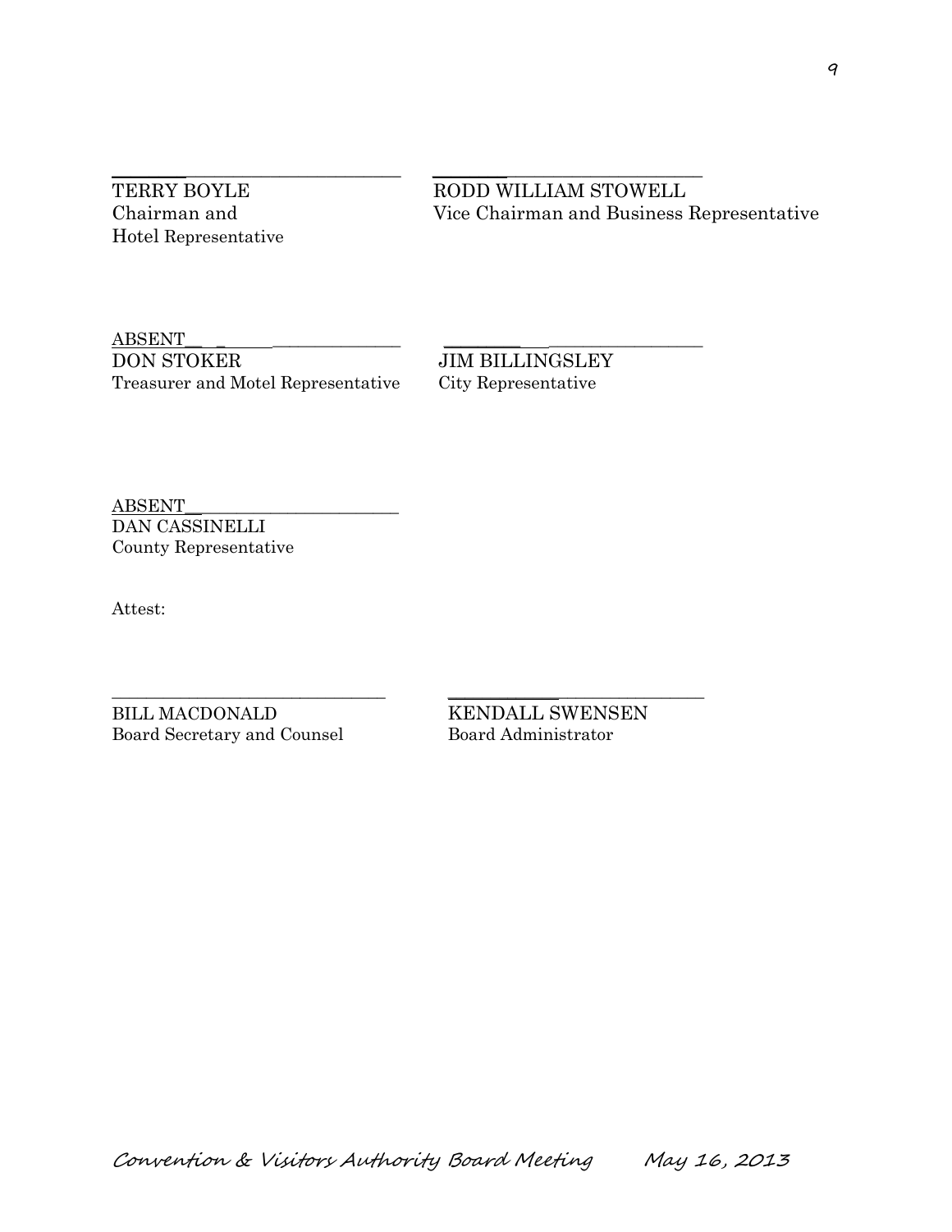______________________________ TERRY BOYLE
Chairman and
Hotel Representative

______________________________ RODD WILLIAM STOWELL
Vice Chairman and Business Representative

ABSENT______________________________ DON STOKER
Treasurer and Motel Representative

______________________________ JIM BILLINGSLEY
City Representative

ABSENT______________________________ DAN CASSINELLI
County Representative

Attest:

______________________________ BILL MACDONALD
Board Secretary and Counsel

______________________________ KENDALL SWENSEN
Board Administrator